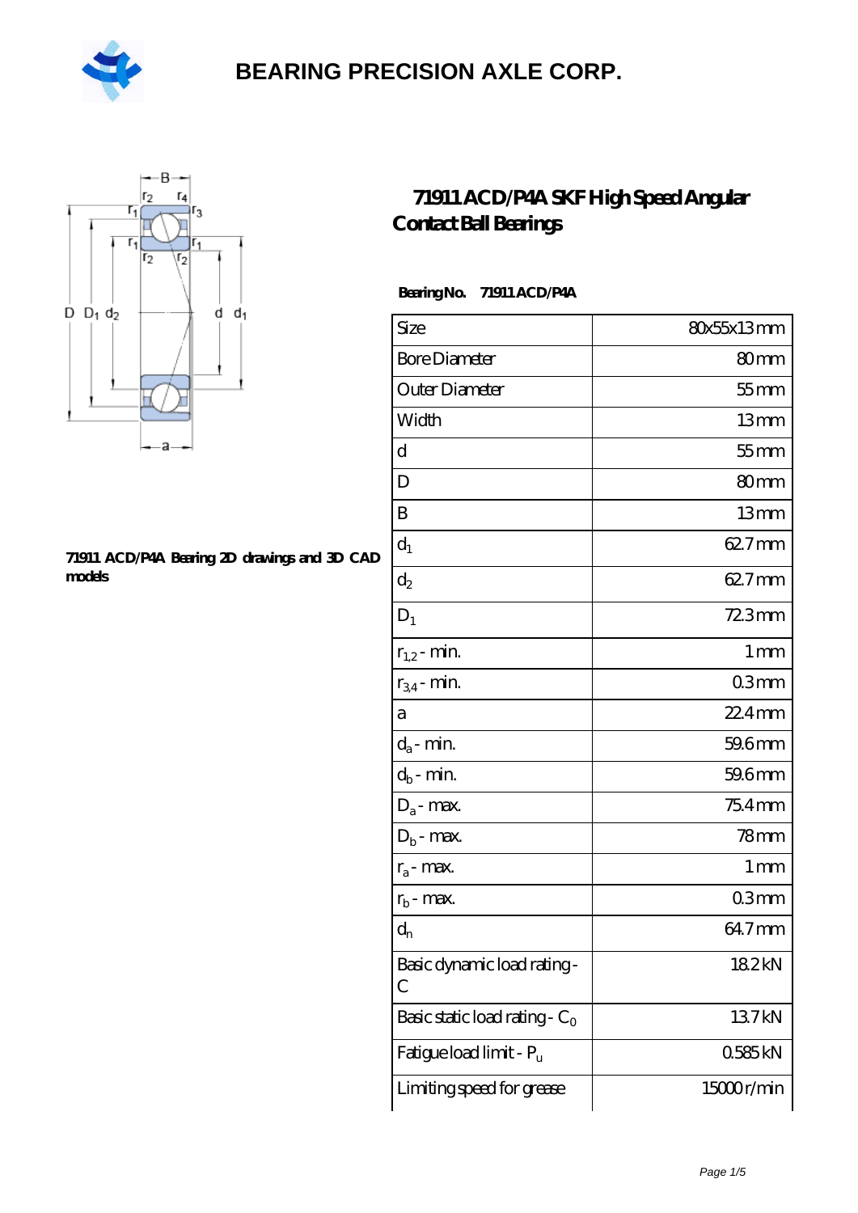# BEARING PRECISION AXLE CORP.

## 71911 ACD/P4A SKF High Speed Angular Contact Ball Bearings

**Bearing No.** 71911 ACD/P4A

**71911 ACD/P4A Bearing 2D drawings and 3D CAD models**

| | |
|---|---|
| Size | 80x55x13 mm |
| Bore Diameter | 80 mm |
| Outer Diameter | 55 mm |
| Width | 13 mm |
| d | 55 mm |
| D | 80 mm |
| B | 13 mm |
| $d_1$ | 62.7 mm |
| $d_2$ | 62.7 mm |
| $D_1$ | 72.3 mm |
| $r_{1,2}$ - min. | 1 mm |
| $r_{3,4}$ - min. | 0.3 mm |
| a | 22.4 mm |
| $d_a$ - min. | 59.6 mm |
| $d_b$ - min. | 59.6 mm |
| $D_a$ - max. | 75.4 mm |
| $D_b$ - max. | 78 mm |
| $r_a$ - max. | 1 mm |
| $r_b$ - max. | 0.3 mm |
| $d_n$ | 64.7 mm |
| Basic dynamic load rating - C | 18.2 kN |
| Basic static load rating - $C_0$ | 13.7 kN |
| Fatigue load limit - $P_u$ | 0.585 kN |
| Limiting speed for grease | 15000 r/min |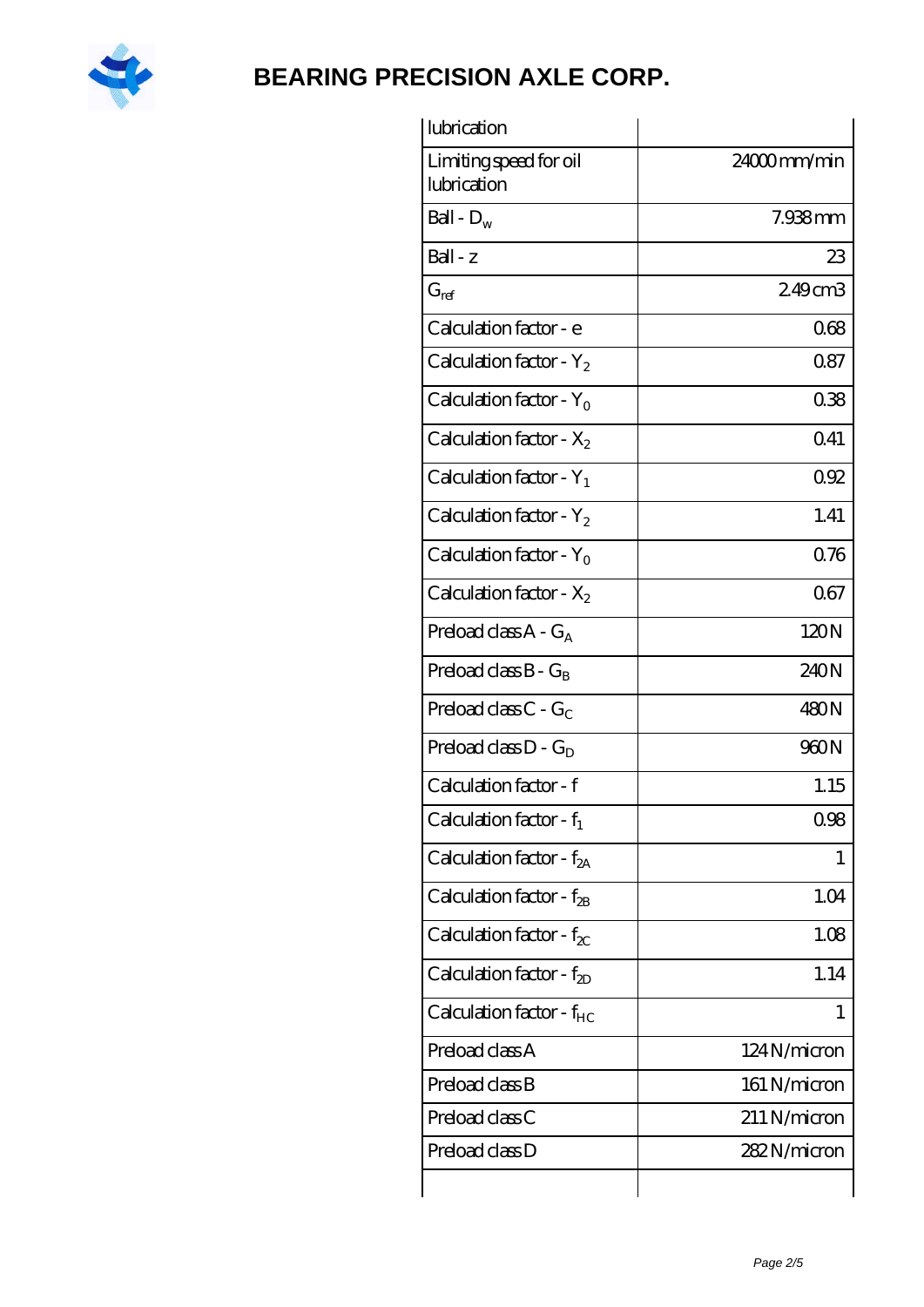| lubrication | |
|---|---|
| Limiting speed for oil lubrication | 24000 mm/min |
| Ball - $D_w$ | 7.938 mm |
| Ball - z | 23 |
| $G_{ref}$ | 2.49 cm3 |
| Calculation factor - e | 0.68 |
| Calculation factor - $Y_2$ | 0.87 |
| Calculation factor - $Y_0$ | 0.38 |
| Calculation factor - $X_2$ | 0.41 |
| Calculation factor - $Y_1$ | 0.92 |
| Calculation factor - $Y_2$ | 1.41 |
| Calculation factor - $Y_0$ | 0.76 |
| Calculation factor - $X_2$ | 0.67 |
| Preload class A - $G_A$ | 120 N |
| Preload class B - $G_B$ | 240 N |
| Preload class C - $G_C$ | 480 N |
| Preload class D - $G_D$ | 960 N |
| Calculation factor - f | 1.15 |
| Calculation factor - $f_1$ | 0.98 |
| Calculation factor - $f_{2A}$ | 1 |
| Calculation factor - $f_{2B}$ | 1.04 |
| Calculation factor - $f_{2C}$ | 1.08 |
| Calculation factor - $f_{2D}$ | 1.14 |
| Calculation factor - $f_{HC}$ | 1 |
| Preload class A | 124 N/micron |
| Preload class B | 161 N/micron |
| Preload class C | 211 N/micron |
| Preload class D | 282 N/micron |
| | |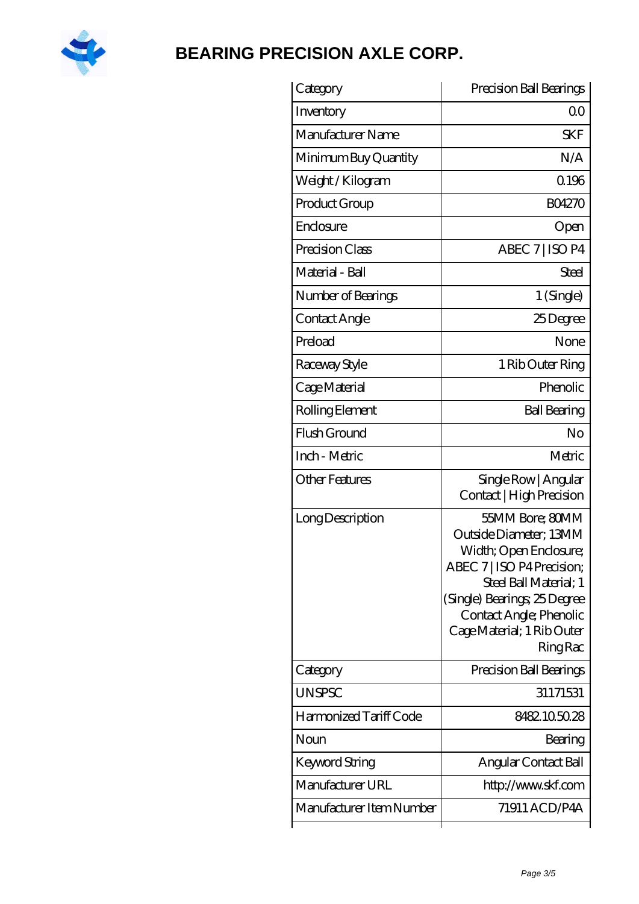# BEARING PRECISION AXLE CORP.

| Category | Precision Ball Bearings |
|---|---|
| Inventory | 0.0 |
| Manufacturer Name | SKF |
| Minimum Buy Quantity | N/A |
| Weight / Kilogram | 0.196 |
| Product Group | B04270 |
| Enclosure | Open |
| Precision Class | ABEC 7 \| ISO P4 |
| Material - Ball | Steel |
| Number of Bearings | 1 (Single) |
| Contact Angle | 25 Degree |
| Preload | None |
| Raceway Style | 1 Rib Outer Ring |
| Cage Material | Phenolic |
| Rolling Element | Ball Bearing |
| Flush Ground | No |
| Inch - Metric | Metric |
| Other Features | Single Row \| Angular Contact \| High Precision |
| Long Description | 55MM Bore; 80MM Outside Diameter; 13MM Width; Open Enclosure; ABEC 7 \| ISO P4 Precision; Steel Ball Material; 1 (Single) Bearings; 25 Degree Contact Angle; Phenolic Cage Material; 1 Rib Outer Ring Rac |
| Category | Precision Ball Bearings |
| UNSPSC | 31171531 |
| Harmonized Tariff Code | 8482.10.50.28 |
| Noun | Bearing |
| Keyword String | Angular Contact Ball |
| Manufacturer URL | http://www.skf.com |
| Manufacturer Item Number | 71911 ACD/P4A |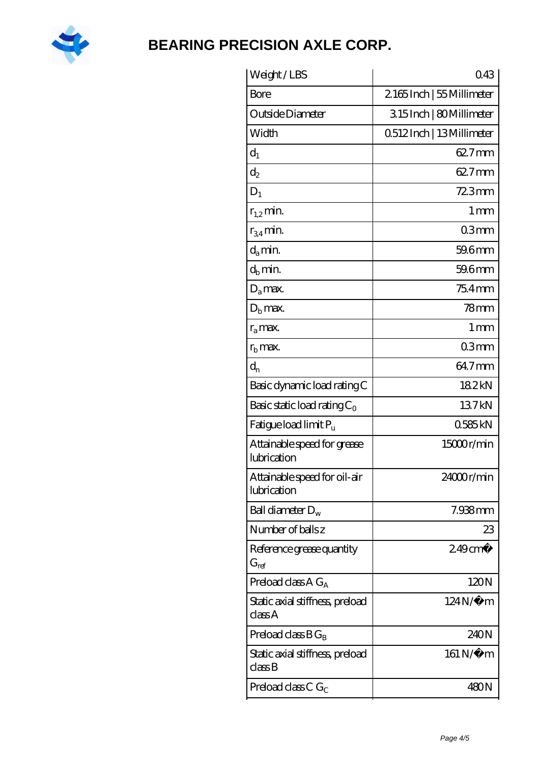# BEARING PRECISION AXLE CORP.

| Weight / LBS | 0.43 |
| --- | --- |
| Bore | 2.165 Inch \| 55 Millimeter |
| Outside Diameter | 3.15 Inch \| 80 Millimeter |
| Width | 0.512 Inch \| 13 Millimeter |
| $d_1$ | 62.7 mm |
| $d_2$ | 62.7 mm |
| $D_1$ | 72.3 mm |
| $r_{1,2}$ min. | 1 mm |
| $r_{3,4}$ min. | 0.3 mm |
| $d_a$ min. | 59.6 mm |
| $d_b$ min. | 59.6 mm |
| $D_a$ max. | 75.4 mm |
| $D_b$ max. | 78 mm |
| $r_a$ max. | 1 mm |
| $r_b$ max. | 0.3 mm |
| $d_n$ | 64.7 mm |
| Basic dynamic load rating C | 18.2 kN |
| Basic static load rating $C_0$ | 13.7 kN |
| Fatigue load limit $P_u$ | 0.585 kN |
| Attainable speed for grease lubrication | 15000 r/min |
| Attainable speed for oil-air lubrication | 24000 r/min |
| Ball diameter $D_w$ | 7.938 mm |
| Number of balls z | 23 |
| Reference grease quantity $G_{ref}$ | 2.49 cm� |
| Preload class A $G_A$ | 120 N |
| Static axial stiffness, preload class A | 124 N/�m |
| Preload class B $G_B$ | 240 N |
| Static axial stiffness, preload class B | 161 N/�m |
| Preload class C $G_C$ | 480 N |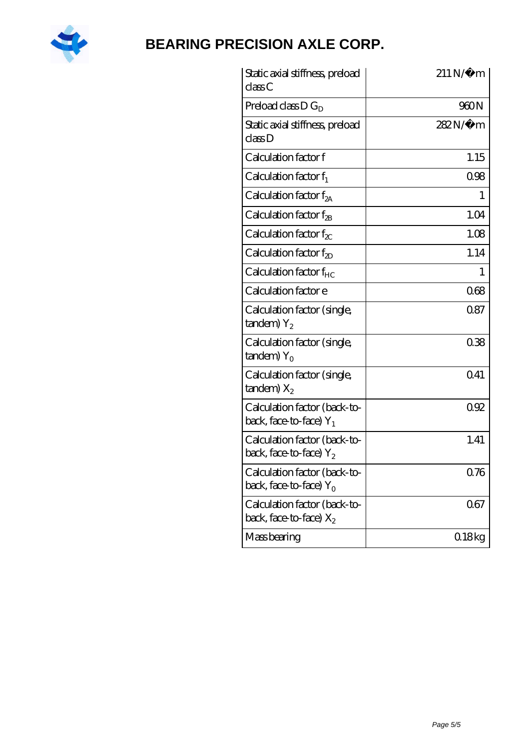| | |
|---|---|
| Static axial stiffness, preload class C | 211 N/�m |
| Preload class D $G_D$ | 960 N |
| Static axial stiffness, preload class D | 282 N/�m |
| Calculation factor f | 1.15 |
| Calculation factor $f_1$ | 0.98 |
| Calculation factor $f_{2A}$ | 1 |
| Calculation factor $f_{2B}$ | 1.04 |
| Calculation factor $f_{2C}$ | 1.08 |
| Calculation factor $f_{2D}$ | 1.14 |
| Calculation factor $f_{HC}$ | 1 |
| Calculation factor e | 0.68 |
| Calculation factor (single, tandem) $Y_2$ | 0.87 |
| Calculation factor (single, tandem) $Y_0$ | 0.38 |
| Calculation factor (single, tandem) $X_2$ | 0.41 |
| Calculation factor (back-to-back, face-to-face) $Y_1$ | 0.92 |
| Calculation factor (back-to-back, face-to-face) $Y_2$ | 1.41 |
| Calculation factor (back-to-back, face-to-face) $Y_0$ | 0.76 |
| Calculation factor (back-to-back, face-to-face) $X_2$ | 0.67 |
| Mass bearing | 0.18 kg |